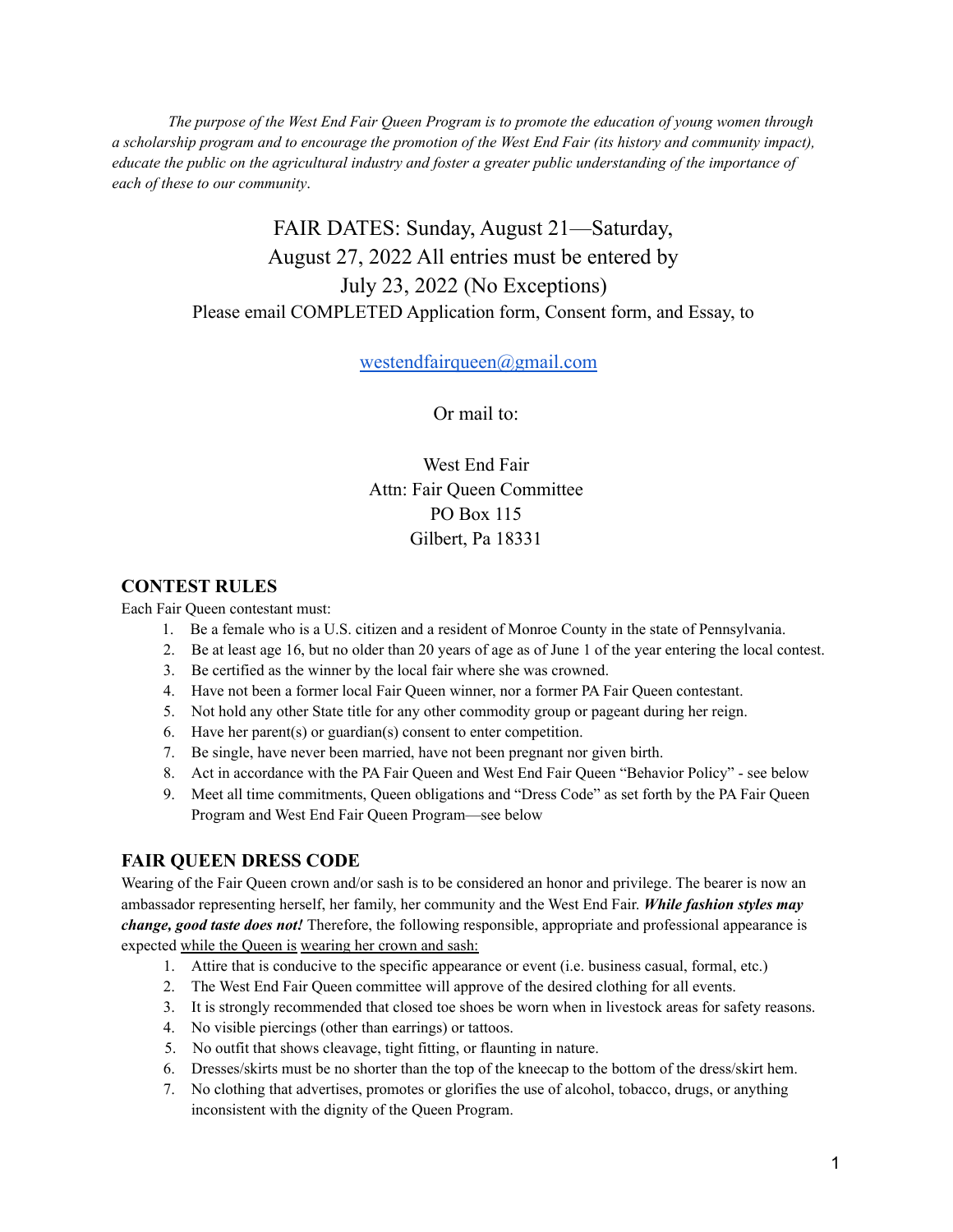*The purpose of the West End Fair Queen Program is to promote the education of young women through a scholarship program and to encourage the promotion of the West End Fair (its history and community impact), educate the public on the agricultural industry and foster a greater public understanding of the importance of each of these to our community*.

FAIR DATES: Sunday, August 21—Saturday, August 27, 2022 All entries must be entered by July 23, 2022 (No Exceptions)

Please email COMPLETED Application form, Consent form, and Essay, to

westendfairqueen@gmail.com

Or mail to:

West End Fair
Attn: Fair Queen Committee
PO Box 115
Gilbert, Pa 18331

## CONTEST RULES

Each Fair Queen contestant must:

1. Be a female who is a U.S. citizen and a resident of Monroe County in the state of Pennsylvania.
2. Be at least age 16, but no older than 20 years of age as of June 1 of the year entering the local contest.
3. Be certified as the winner by the local fair where she was crowned.
4. Have not been a former local Fair Queen winner, nor a former PA Fair Queen contestant.
5. Not hold any other State title for any other commodity group or pageant during her reign.
6. Have her parent(s) or guardian(s) consent to enter competition.
7. Be single, have never been married, have not been pregnant nor given birth.
8. Act in accordance with the PA Fair Queen and West End Fair Queen "Behavior Policy" - see below
9. Meet all time commitments, Queen obligations and "Dress Code" as set forth by the PA Fair Queen Program and West End Fair Queen Program—see below

## FAIR QUEEN DRESS CODE

Wearing of the Fair Queen crown and/or sash is to be considered an honor and privilege. The bearer is now an ambassador representing herself, her family, her community and the West End Fair. ***While fashion styles may change, good taste does not!*** Therefore, the following responsible, appropriate and professional appearance is expected while the Queen is wearing her crown and sash:

1. Attire that is conducive to the specific appearance or event (i.e. business casual, formal, etc.)
2. The West End Fair Queen committee will approve of the desired clothing for all events.
3. It is strongly recommended that closed toe shoes be worn when in livestock areas for safety reasons.
4. No visible piercings (other than earrings) or tattoos.
5. No outfit that shows cleavage, tight fitting, or flaunting in nature.
6. Dresses/skirts must be no shorter than the top of the kneecap to the bottom of the dress/skirt hem.
7. No clothing that advertises, promotes or glorifies the use of alcohol, tobacco, drugs, or anything inconsistent with the dignity of the Queen Program.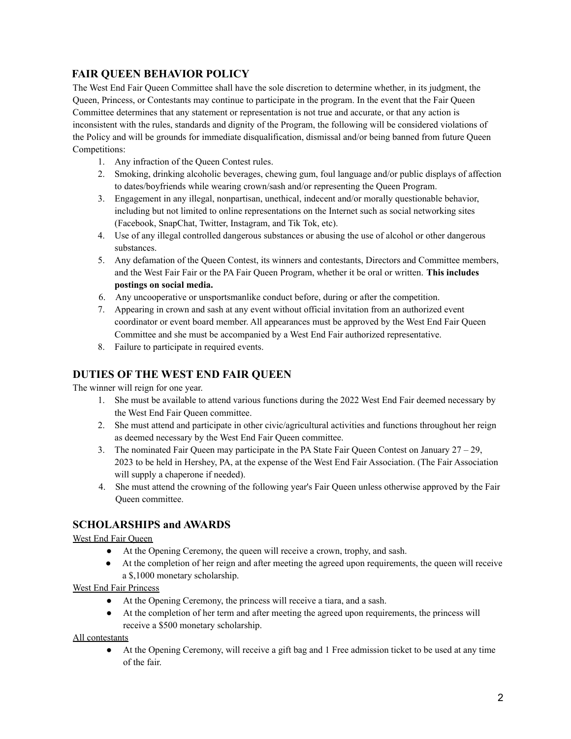## FAIR QUEEN BEHAVIOR POLICY

The West End Fair Queen Committee shall have the sole discretion to determine whether, in its judgment, the Queen, Princess, or Contestants may continue to participate in the program. In the event that the Fair Queen Committee determines that any statement or representation is not true and accurate, or that any action is inconsistent with the rules, standards and dignity of the Program, the following will be considered violations of the Policy and will be grounds for immediate disqualification, dismissal and/or being banned from future Queen Competitions:

1. Any infraction of the Queen Contest rules.
2. Smoking, drinking alcoholic beverages, chewing gum, foul language and/or public displays of affection to dates/boyfriends while wearing crown/sash and/or representing the Queen Program.
3. Engagement in any illegal, nonpartisan, unethical, indecent and/or morally questionable behavior, including but not limited to online representations on the Internet such as social networking sites (Facebook, SnapChat, Twitter, Instagram, and Tik Tok, etc).
4. Use of any illegal controlled dangerous substances or abusing the use of alcohol or other dangerous substances.
5. Any defamation of the Queen Contest, its winners and contestants, Directors and Committee members, and the West Fair Fair or the PA Fair Queen Program, whether it be oral or written. **This includes postings on social media.**
6. Any uncooperative or unsportsmanlike conduct before, during or after the competition.
7. Appearing in crown and sash at any event without official invitation from an authorized event coordinator or event board member. All appearances must be approved by the West End Fair Queen Committee and she must be accompanied by a West End Fair authorized representative.
8. Failure to participate in required events.

## DUTIES OF THE WEST END FAIR QUEEN

The winner will reign for one year.

1. She must be available to attend various functions during the 2022 West End Fair deemed necessary by the West End Fair Queen committee.
2. She must attend and participate in other civic/agricultural activities and functions throughout her reign as deemed necessary by the West End Fair Queen committee.
3. The nominated Fair Queen may participate in the PA State Fair Queen Contest on January 27 – 29, 2023 to be held in Hershey, PA, at the expense of the West End Fair Association. (The Fair Association will supply a chaperone if needed).
4. She must attend the crowning of the following year's Fair Queen unless otherwise approved by the Fair Queen committee.

## SCHOLARSHIPS and AWARDS

West End Fair Queen

- At the Opening Ceremony, the queen will receive a crown, trophy, and sash.
- At the completion of her reign and after meeting the agreed upon requirements, the queen will receive a $,1000 monetary scholarship.

West End Fair Princess

- At the Opening Ceremony, the princess will receive a tiara, and a sash.
- At the completion of her term and after meeting the agreed upon requirements, the princess will receive a $500 monetary scholarship.

All contestants

- At the Opening Ceremony, will receive a gift bag and 1 Free admission ticket to be used at any time of the fair.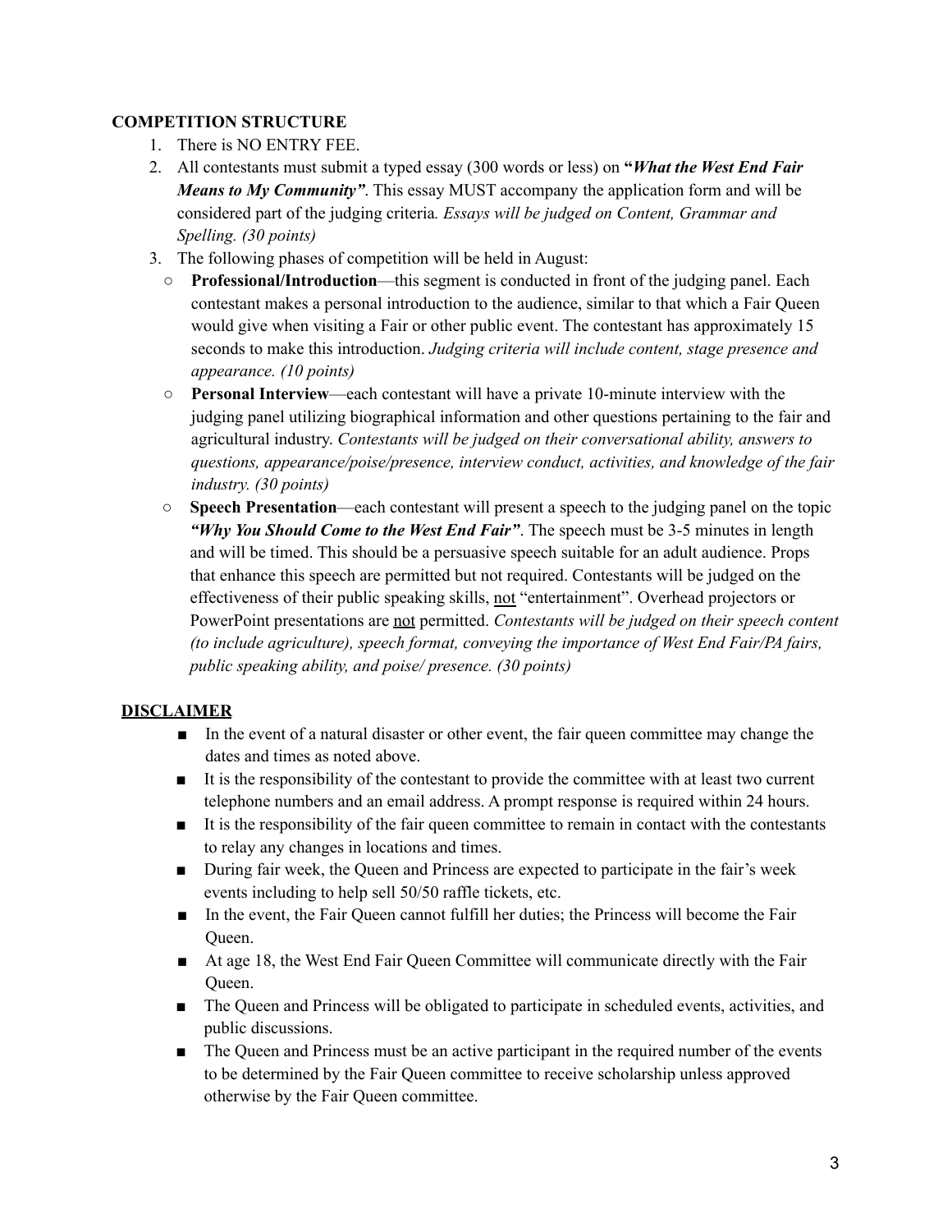**COMPETITION STRUCTURE**

1. There is NO ENTRY FEE.
2. All contestants must submit a typed essay (300 words or less) on **"*What the West End Fair Means to My Community"***. This essay MUST accompany the application form and will be considered part of the judging criteria*. Essays will be judged on Content, Grammar and Spelling. (30 points)*
3. The following phases of competition will be held in August:
   - **Professional/Introduction**—this segment is conducted in front of the judging panel. Each contestant makes a personal introduction to the audience, similar to that which a Fair Queen would give when visiting a Fair or other public event. The contestant has approximately 15 seconds to make this introduction. *Judging criteria will include content, stage presence and appearance. (10 points)*
   - **Personal Interview**—each contestant will have a private 10-minute interview with the judging panel utilizing biographical information and other questions pertaining to the fair and agricultural industry. *Contestants will be judged on their conversational ability, answers to questions, appearance/poise/presence, interview conduct, activities, and knowledge of the fair industry. (30 points)*
   - **Speech Presentation**—each contestant will present a speech to the judging panel on the topic ***"Why You Should Come to the West End Fair"***. The speech must be 3-5 minutes in length and will be timed. This should be a persuasive speech suitable for an adult audience. Props that enhance this speech are permitted but not required. Contestants will be judged on the effectiveness of their public speaking skills, <u>not</u> "entertainment". Overhead projectors or PowerPoint presentations are <u>not</u> permitted. *Contestants will be judged on their speech content (to include agriculture), speech format, conveying the importance of West End Fair/PA fairs, public speaking ability, and poise/ presence. (30 points)*

**<u>DISCLAIMER</u>**

- In the event of a natural disaster or other event, the fair queen committee may change the dates and times as noted above.
- It is the responsibility of the contestant to provide the committee with at least two current telephone numbers and an email address. A prompt response is required within 24 hours.
- It is the responsibility of the fair queen committee to remain in contact with the contestants to relay any changes in locations and times.
- During fair week, the Queen and Princess are expected to participate in the fair's week events including to help sell 50/50 raffle tickets, etc.
- In the event, the Fair Queen cannot fulfill her duties; the Princess will become the Fair Queen.
- At age 18, the West End Fair Queen Committee will communicate directly with the Fair Queen.
- The Queen and Princess will be obligated to participate in scheduled events, activities, and public discussions.
- The Queen and Princess must be an active participant in the required number of the events to be determined by the Fair Queen committee to receive scholarship unless approved otherwise by the Fair Queen committee.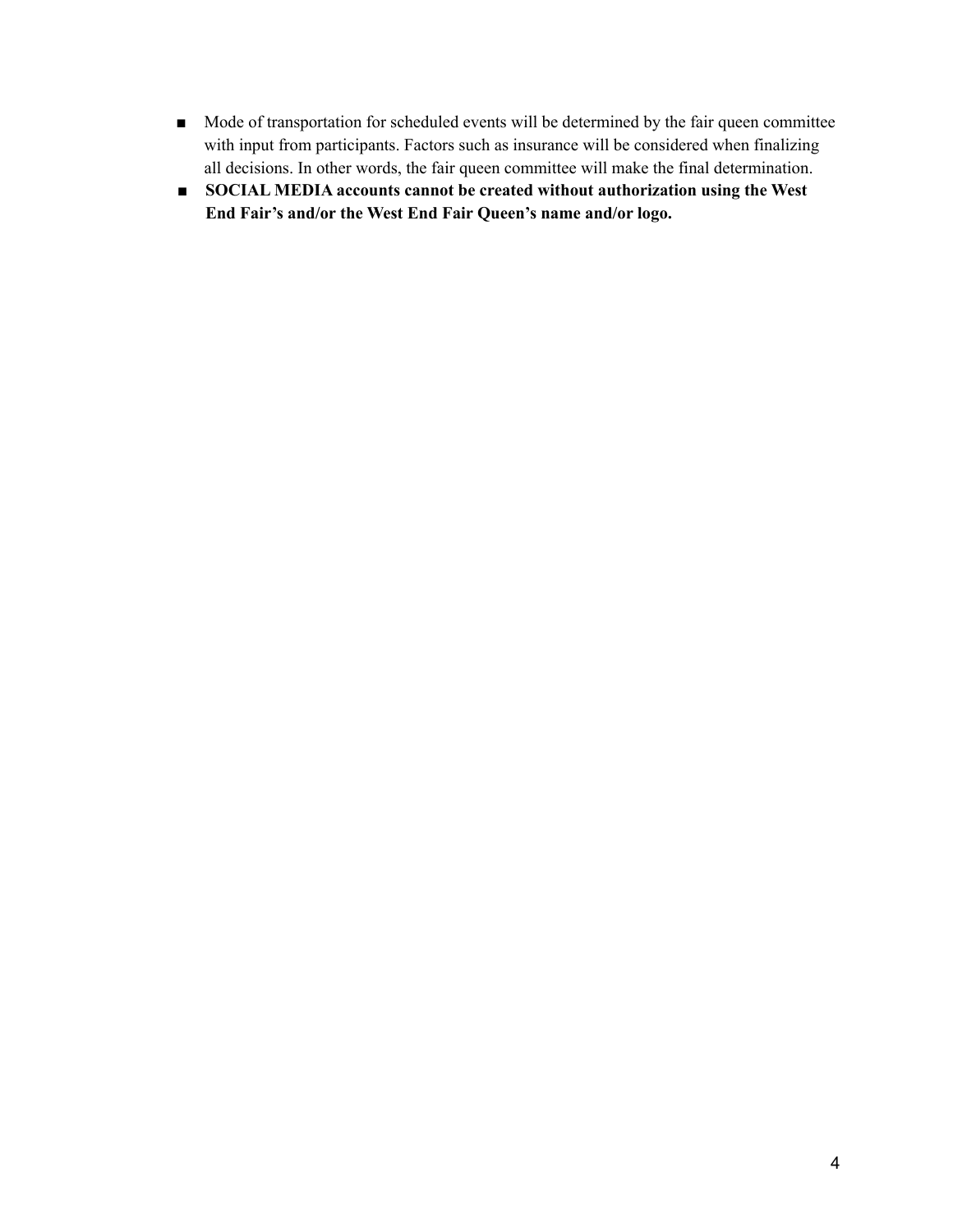- Mode of transportation for scheduled events will be determined by the fair queen committee with input from participants. Factors such as insurance will be considered when finalizing all decisions. In other words, the fair queen committee will make the final determination.
- **SOCIAL MEDIA accounts cannot be created without authorization using the West End Fair's and/or the West End Fair Queen's name and/or logo.**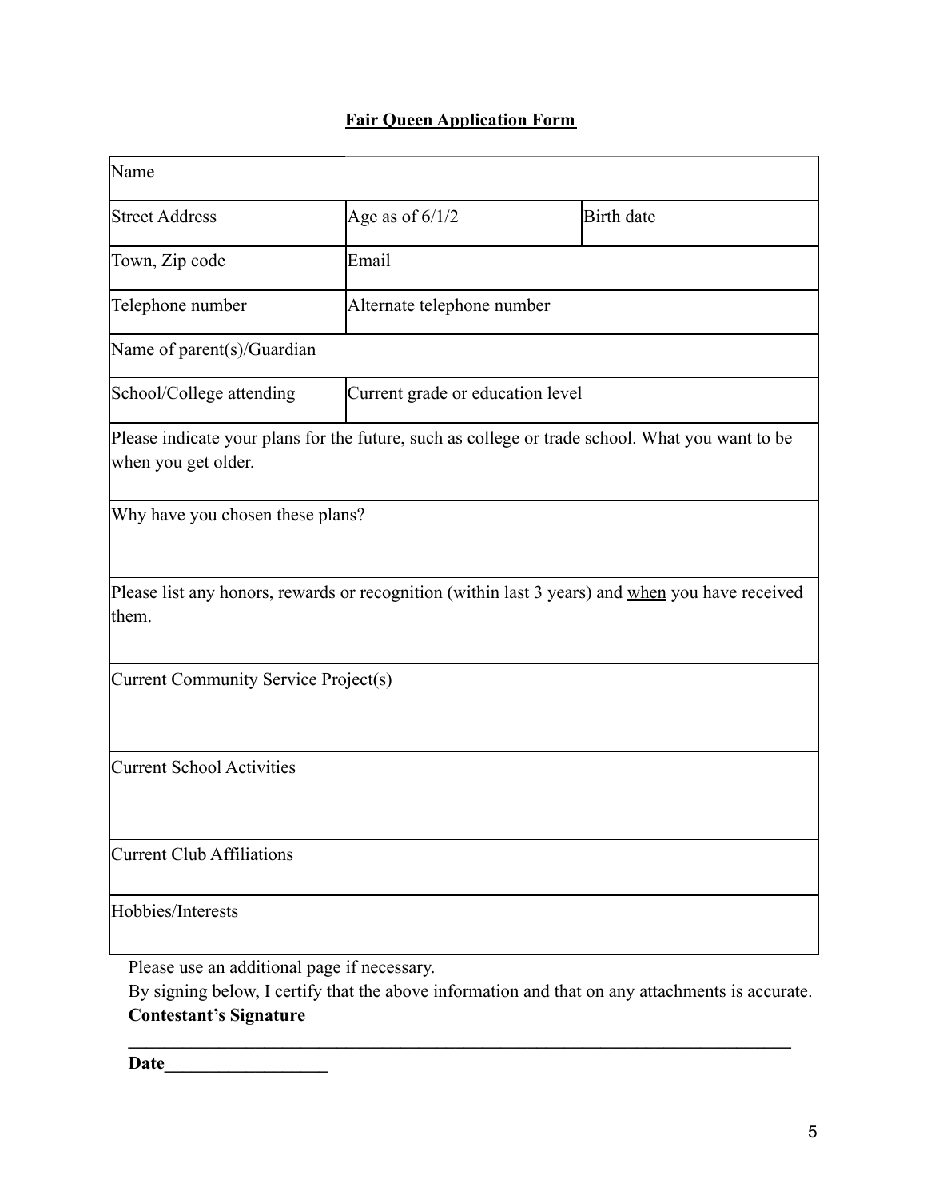**Fair Queen Application Form**

| Name | | |
|---|---|---|
| Street Address | Age as of 6/1/2 | Birth date |
| Town, Zip code | Email | |
| Telephone number | Alternate telephone number | |
| Name of parent(s)/Guardian | | |
| School/College attending | Current grade or education level | |
| Please indicate your plans for the future, such as college or trade school. What you want to be when you get older. | | |
| Why have you chosen these plans? | | |
| Please list any honors, rewards or recognition (within last 3 years) and <u>when</u> you have received them. | | |
| Current Community Service Project(s) | | |
| Current School Activities | | |
| Current Club Affiliations | | |
| Hobbies/Interests | | |

Please use an additional page if necessary.

By signing below, I certify that the above information and that on any attachments is accurate.

**Contestant's Signature**

**\_\_\_\_\_\_\_\_\_\_\_\_\_\_\_\_\_\_\_\_\_\_\_\_\_\_\_\_\_\_\_\_\_\_\_\_\_\_\_\_\_\_\_\_\_\_\_\_\_\_\_\_\_\_\_\_\_\_\_\_\_\_\_\_\_\_\_\_\_\_**

**Date\_\_\_\_\_\_\_\_\_\_\_\_\_\_\_\_\_\_**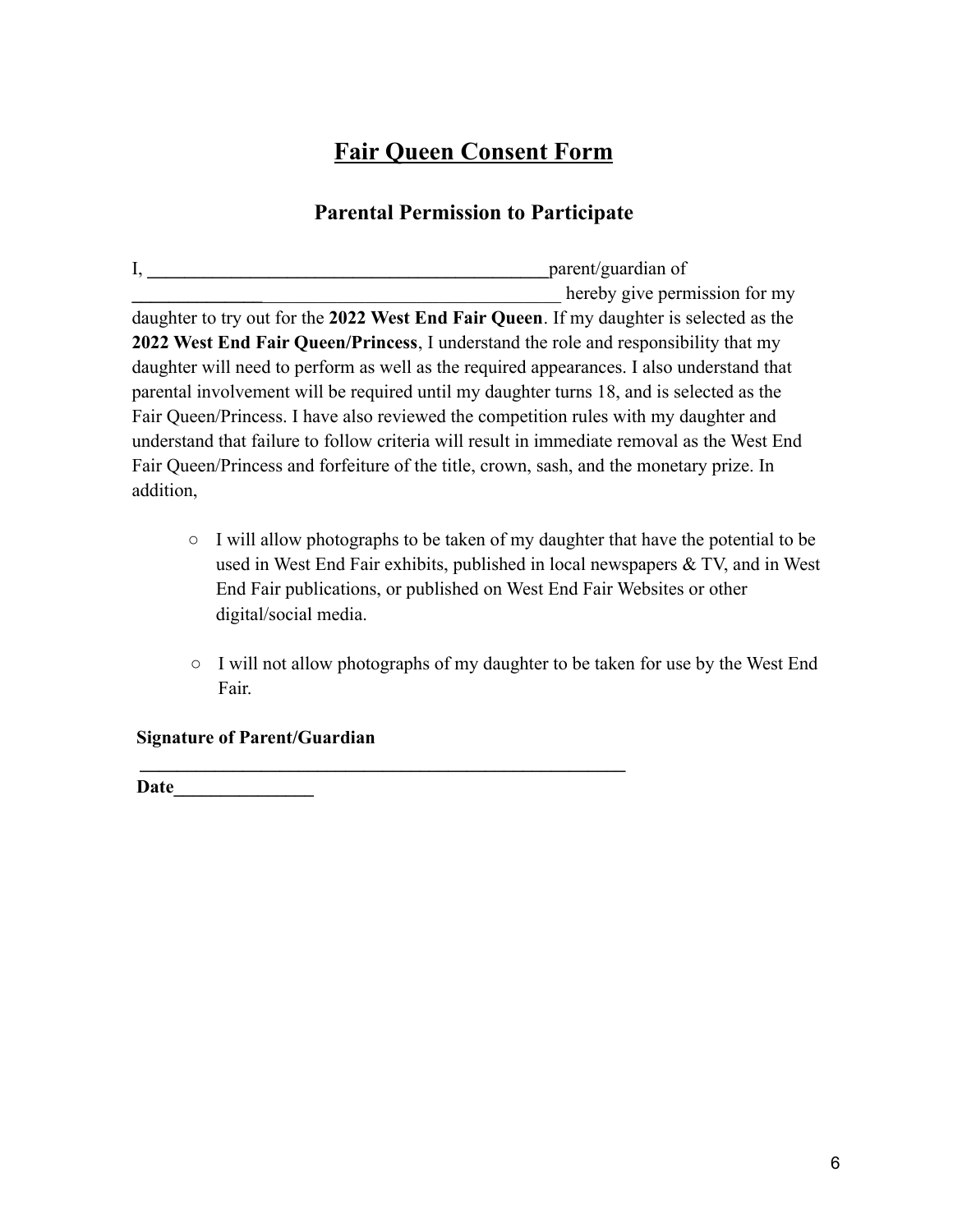# Fair Queen Consent Form

## Parental Permission to Participate

I, ____________________________________________parent/guardian of ______________________________________________ hereby give permission for my daughter to try out for the **2022 West End Fair Queen**. If my daughter is selected as the **2022 West End Fair Queen/Princess**, I understand the role and responsibility that my daughter will need to perform as well as the required appearances. I also understand that parental involvement will be required until my daughter turns 18, and is selected as the Fair Queen/Princess. I have also reviewed the competition rules with my daughter and understand that failure to follow criteria will result in immediate removal as the West End Fair Queen/Princess and forfeiture of the title, crown, sash, and the monetary prize. In addition,

- ○ I will allow photographs to be taken of my daughter that have the potential to be used in West End Fair exhibits, published in local newspapers & TV, and in West End Fair publications, or published on West End Fair Websites or other digital/social media.

- ○ I will not allow photographs of my daughter to be taken for use by the West End Fair.

**Signature of Parent/Guardian**

______________________________________________________

**Date**_______________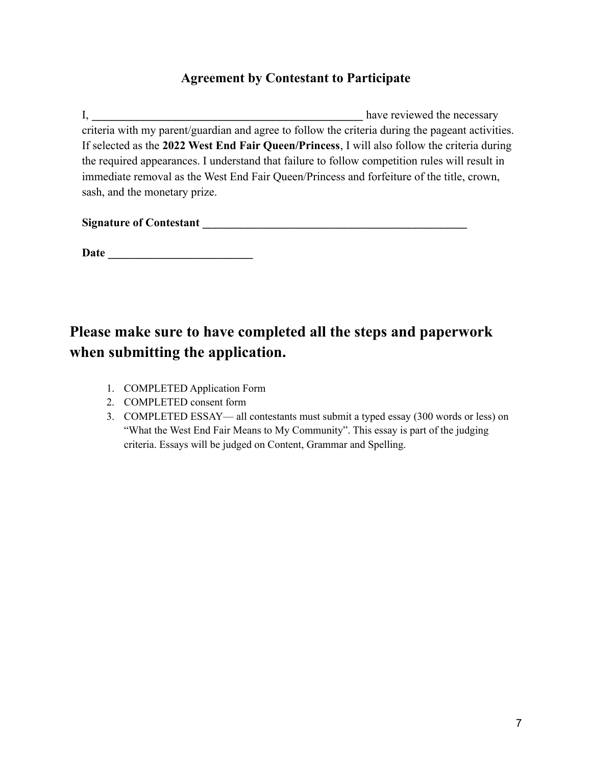### Agreement by Contestant to Participate

I, **_______________________________________________** have reviewed the necessary criteria with my parent/guardian and agree to follow the criteria during the pageant activities. If selected as the **2022 West End Fair Queen/Princess**, I will also follow the criteria during the required appearances. I understand that failure to follow competition rules will result in immediate removal as the West End Fair Queen/Princess and forfeiture of the title, crown, sash, and the monetary prize.

**Signature of Contestant ________________________________________________**

**Date _________________________**

## Please make sure to have completed all the steps and paperwork when submitting the application.

1. COMPLETED Application Form
2. COMPLETED consent form
3. COMPLETED ESSAY— all contestants must submit a typed essay (300 words or less) on "What the West End Fair Means to My Community". This essay is part of the judging criteria. Essays will be judged on Content, Grammar and Spelling.